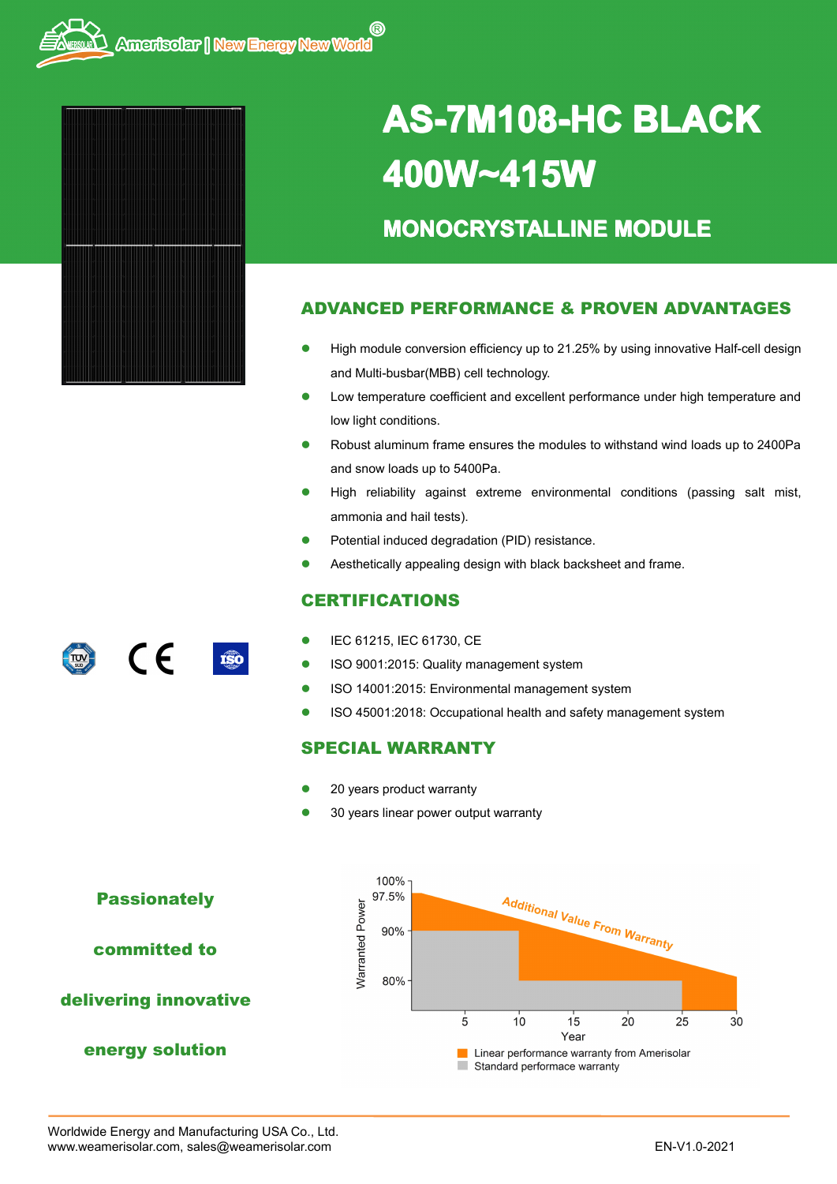Amerisolar | New Energy New World®

# AS-7M108-HC BLACK

# 400W~415W

## MONOCRYSTALLINE MODULE

## ADVANCED PERFORMANCE & PROVEN ADVANTAGES

- High module conversion efficiency up to 21.25% by using innovative Half-cell design and Multi-busbar(MBB) cell technology.
- Low temperature coefficient and excellent performance under high temperature and low light conditions.
- Robust aluminum frame ensures the modules to withstand wind loads up to 2400Pa and snow loads up to 5400Pa.
- High reliability against extreme environmental conditions (passing salt mist, ammonia and hail tests).
- Potential induced degradation (PID) resistance.
- Aesthetically appealing design with black backsheet and frame.

## CERTIFICATIONS

- IEC 61215, IEC 61730, CE
- ISO 9001:2015: Quality management system
- ISO 14001:2015: Environmental management system
- ISO 45001:2018: Occupational health and safety management system

## SPECIAL WARRANTY

- 20 years product warranty
- 30 years linear power output warranty

**Passionately committed to delivering innovative energy solution**

Warranted Power: 100%, 97.5%, 90%, 80%

Year: 5, 10, 15, 20, 25, 30

Additional Value From Warranty

- Linear performance warranty from Amerisolar
- Standard performace warranty

Worldwide Energy and Manufacturing USA Co., Ltd.
www.weamerisolar.com, sales@weamerisolar.com

EN-V1.0-2021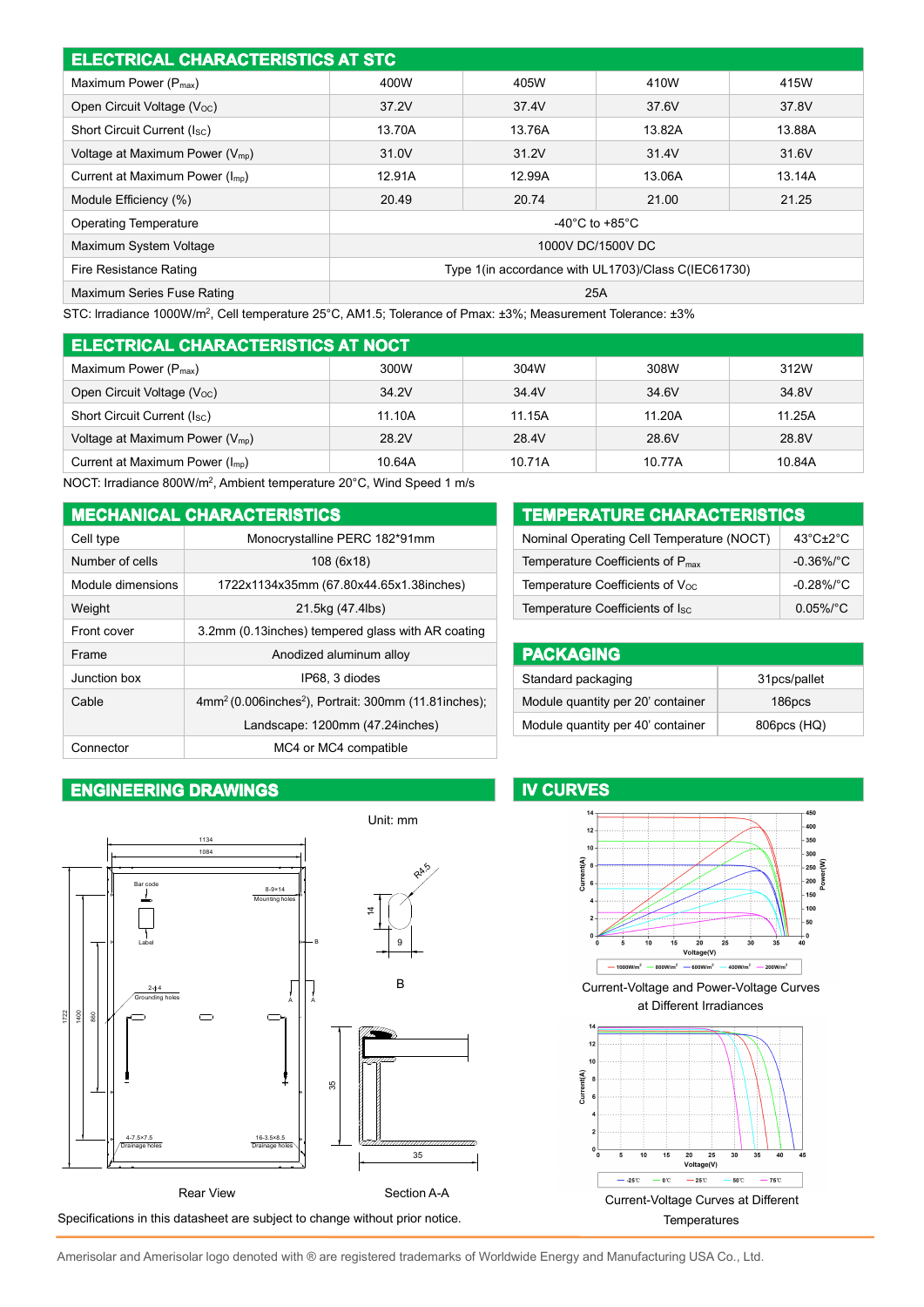## ELECTRICAL CHARACTERISTICS AT STC

| | | | | |
|---|---|---|---|---|
| Maximum Power ($P_{max}$) | 400W | 405W | 410W | 415W |
| Open Circuit Voltage ($V_{OC}$) | 37.2V | 37.4V | 37.6V | 37.8V |
| Short Circuit Current ($I_{SC}$) | 13.70A | 13.76A | 13.82A | 13.88A |
| Voltage at Maximum Power ($V_{mp}$) | 31.0V | 31.2V | 31.4V | 31.6V |
| Current at Maximum Power ($I_{mp}$) | 12.91A | 12.99A | 13.06A | 13.14A |
| Module Efficiency (%) | 20.49 | 20.74 | 21.00 | 21.25 |
| Operating Temperature | -40°C to +85°C | | | |
| Maximum System Voltage | 1000V DC/1500V DC | | | |
| Fire Resistance Rating | Type 1(in accordance with UL1703)/Class C(IEC61730) | | | |
| Maximum Series Fuse Rating | 25A | | | |

STC: Irradiance 1000W/m$^2$, Cell temperature 25°C, AM1.5; Tolerance of Pmax: ±3%; Measurement Tolerance: ±3%

## ELECTRICAL CHARACTERISTICS AT NOCT

| | | | | |
|---|---|---|---|---|
| Maximum Power ($P_{max}$) | 300W | 304W | 308W | 312W |
| Open Circuit Voltage ($V_{OC}$) | 34.2V | 34.4V | 34.6V | 34.8V |
| Short Circuit Current ($I_{SC}$) | 11.10A | 11.15A | 11.20A | 11.25A |
| Voltage at Maximum Power ($V_{mp}$) | 28.2V | 28.4V | 28.6V | 28.8V |
| Current at Maximum Power ($I_{mp}$) | 10.64A | 10.71A | 10.77A | 10.84A |

NOCT: Irradiance 800W/m$^2$, Ambient temperature 20°C, Wind Speed 1 m/s

## MECHANICAL CHARACTERISTICS

| | |
|---|---|
| Cell type | Monocrystalline PERC 182*91mm |
| Number of cells | 108 (6x18) |
| Module dimensions | 1722x1134x35mm (67.80x44.65x1.38inches) |
| Weight | 21.5kg (47.4lbs) |
| Front cover | 3.2mm (0.13inches) tempered glass with AR coating |
| Frame | Anodized aluminum alloy |
| Junction box | IP68, 3 diodes |
| Cable | 4mm$^2$ (0.006inches$^2$), Portrait: 300mm (11.81inches); Landscape: 1200mm (47.24inches) |
| Connector | MC4 or MC4 compatible |

## TEMPERATURE CHARACTERISTICS

| | |
|---|---|
| Nominal Operating Cell Temperature (NOCT) | 43°C±2°C |
| Temperature Coefficients of $P_{max}$ | -0.36%/°C |
| Temperature Coefficients of $V_{OC}$ | -0.28%/°C |
| Temperature Coefficients of $I_{SC}$ | 0.05%/°C |

## PACKAGING

| | |
|---|---|
| Standard packaging | 31pcs/pallet |
| Module quantity per 20' container | 186pcs |
| Module quantity per 40' container | 806pcs (HQ) |

## ENGINEERING DRAWINGS

Unit: mm

1134
1084
Bar code
8-9×14
Mounting holes
Label
B
2-φ4
Grounding holes
A
A
1722
1400
860
4-7.5×7.5
Drainage holes
16-3.5×8.5
Drainage holes
R4.5
14
9
B
35
35

Rear View

Section A-A

Specifications in this datasheet are subject to change without prior notice.

## IV CURVES

Current(A)
Voltage(V)
Power(W)
1000W/m$^2$ 800W/m$^2$ 600W/m$^2$ 400W/m$^2$ 200W/m$^2$

Current-Voltage and Power-Voltage Curves at Different Irradiances

Current(A)
Voltage(V)
-25℃ 0℃ 25℃ 50℃ 75℃

Current-Voltage Curves at Different Temperatures

Amerisolar and Amerisolar logo denoted with ® are registered trademarks of Worldwide Energy and Manufacturing USA Co., Ltd.